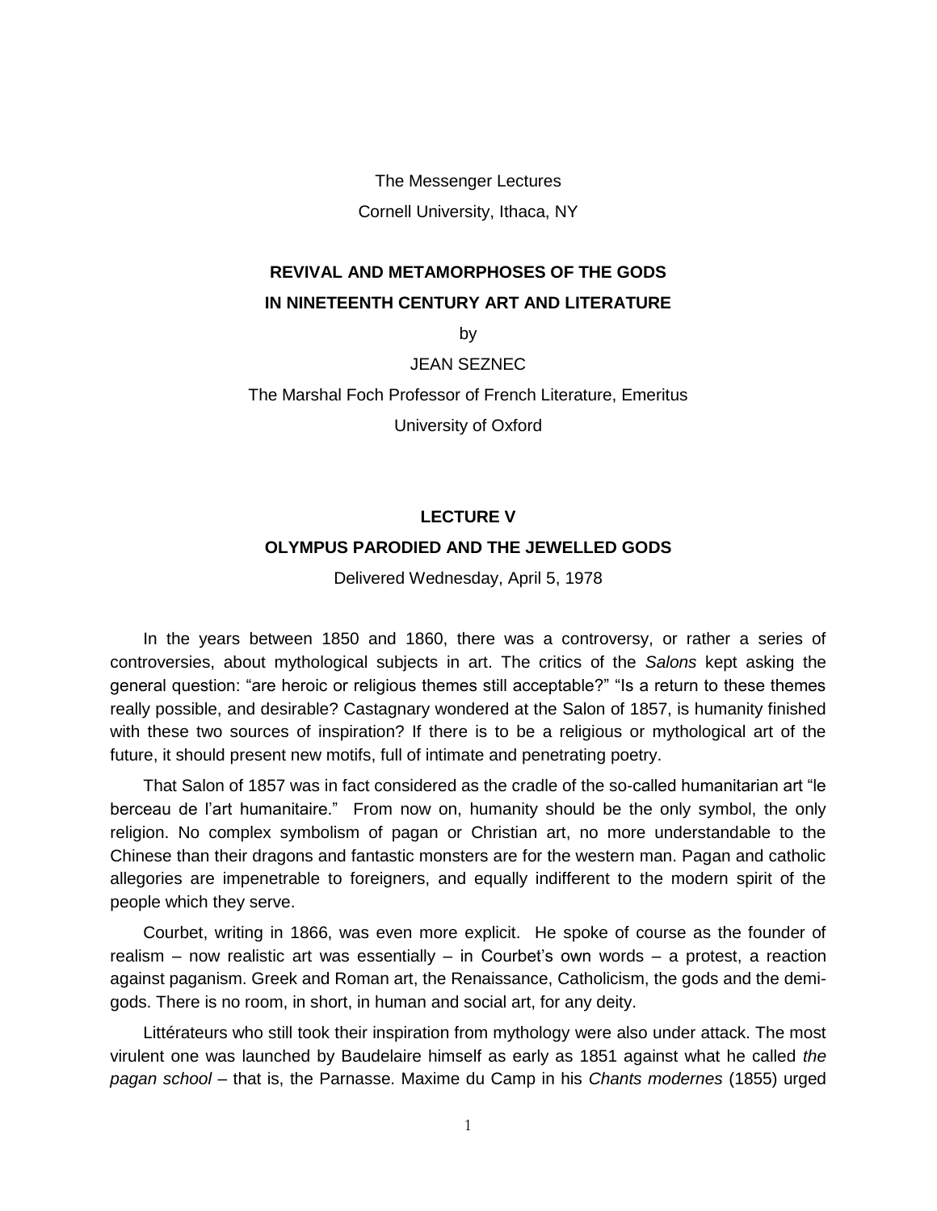The Messenger Lectures

Cornell University, Ithaca, NY

# REVIVAL AND METAMORPHOSES OF THE GODS IN NINETEENTH CENTURY ART AND LITERATURE

by

JEAN SEZNEC

The Marshal Foch Professor of French Literature, Emeritus

University of Oxford

## LECTURE V

## OLYMPUS PARODIED AND THE JEWELLED GODS

Delivered Wednesday, April 5, 1978

In the years between 1850 and 1860, there was a controversy, or rather a series of controversies, about mythological subjects in art. The critics of the *Salons* kept asking the general question: "are heroic or religious themes still acceptable?" "Is a return to these themes really possible, and desirable? Castagnary wondered at the Salon of 1857, is humanity finished with these two sources of inspiration? If there is to be a religious or mythological art of the future, it should present new motifs, full of intimate and penetrating poetry.

That Salon of 1857 was in fact considered as the cradle of the so-called humanitarian art "le berceau de l'art humanitaire." From now on, humanity should be the only symbol, the only religion. No complex symbolism of pagan or Christian art, no more understandable to the Chinese than their dragons and fantastic monsters are for the western man. Pagan and catholic allegories are impenetrable to foreigners, and equally indifferent to the modern spirit of the people which they serve.

Courbet, writing in 1866, was even more explicit. He spoke of course as the founder of realism – now realistic art was essentially – in Courbet's own words – a protest, a reaction against paganism. Greek and Roman art, the Renaissance, Catholicism, the gods and the demi-gods. There is no room, in short, in human and social art, for any deity.

Littérateurs who still took their inspiration from mythology were also under attack. The most virulent one was launched by Baudelaire himself as early as 1851 against what he called *the pagan school* – that is, the Parnasse. Maxime du Camp in his *Chants modernes* (1855) urged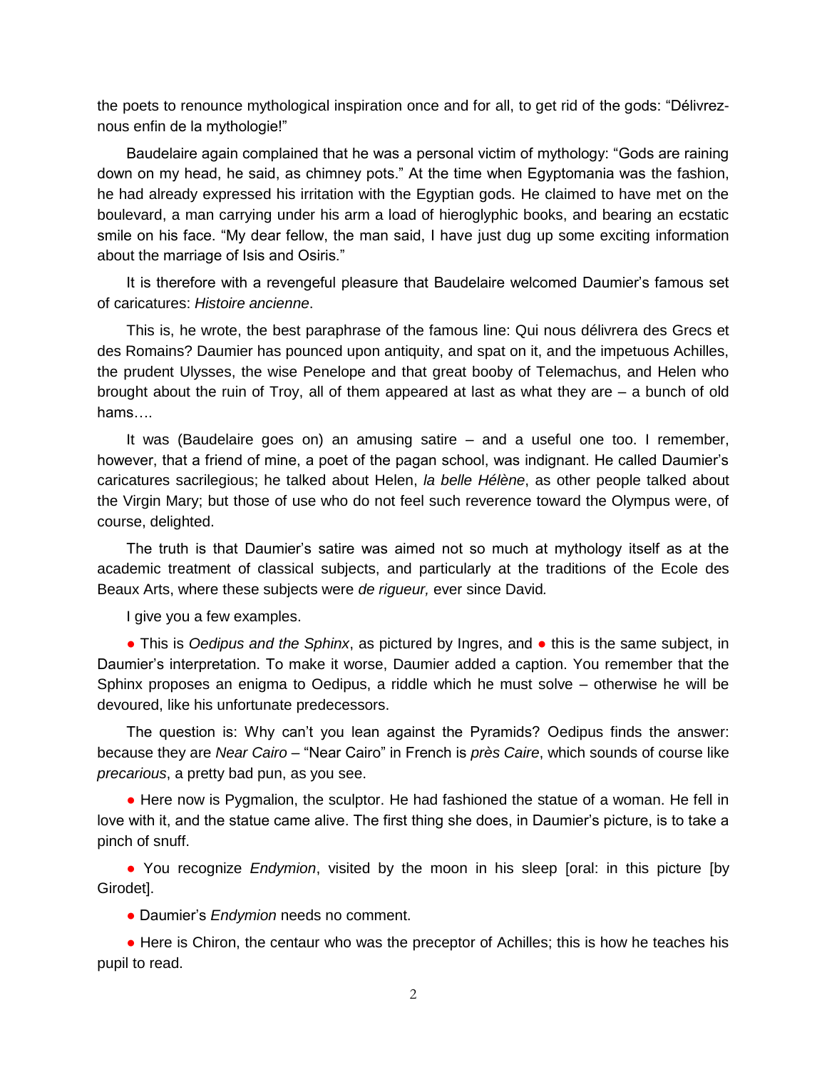the poets to renounce mythological inspiration once and for all, to get rid of the gods: "Délivrez-nous enfin de la mythologie!"

Baudelaire again complained that he was a personal victim of mythology: "Gods are raining down on my head, he said, as chimney pots." At the time when Egyptomania was the fashion, he had already expressed his irritation with the Egyptian gods. He claimed to have met on the boulevard, a man carrying under his arm a load of hieroglyphic books, and bearing an ecstatic smile on his face. "My dear fellow, the man said, I have just dug up some exciting information about the marriage of Isis and Osiris."

It is therefore with a revengeful pleasure that Baudelaire welcomed Daumier's famous set of caricatures: *Histoire ancienne*.

This is, he wrote, the best paraphrase of the famous line: Qui nous délivrera des Grecs et des Romains? Daumier has pounced upon antiquity, and spat on it, and the impetuous Achilles, the prudent Ulysses, the wise Penelope and that great booby of Telemachus, and Helen who brought about the ruin of Troy, all of them appeared at last as what they are – a bunch of old hams….

It was (Baudelaire goes on) an amusing satire – and a useful one too. I remember, however, that a friend of mine, a poet of the pagan school, was indignant. He called Daumier's caricatures sacrilegious; he talked about Helen, *la belle Hélène*, as other people talked about the Virgin Mary; but those of use who do not feel such reverence toward the Olympus were, of course, delighted.

The truth is that Daumier's satire was aimed not so much at mythology itself as at the academic treatment of classical subjects, and particularly at the traditions of the Ecole des Beaux Arts, where these subjects were *de rigueur,* ever since David*.*

I give you a few examples.

● This is *Oedipus and the Sphinx*, as pictured by Ingres, and ● this is the same subject, in Daumier's interpretation. To make it worse, Daumier added a caption. You remember that the Sphinx proposes an enigma to Oedipus, a riddle which he must solve – otherwise he will be devoured, like his unfortunate predecessors.

The question is: Why can't you lean against the Pyramids? Oedipus finds the answer: because they are *Near Cairo* – "Near Cairo" in French is *près Caire*, which sounds of course like *precarious*, a pretty bad pun, as you see.

● Here now is Pygmalion, the sculptor. He had fashioned the statue of a woman. He fell in love with it, and the statue came alive. The first thing she does, in Daumier's picture, is to take a pinch of snuff.

● You recognize *Endymion*, visited by the moon in his sleep [oral: in this picture [by Girodet].

● Daumier's *Endymion* needs no comment.

● Here is Chiron, the centaur who was the preceptor of Achilles; this is how he teaches his pupil to read.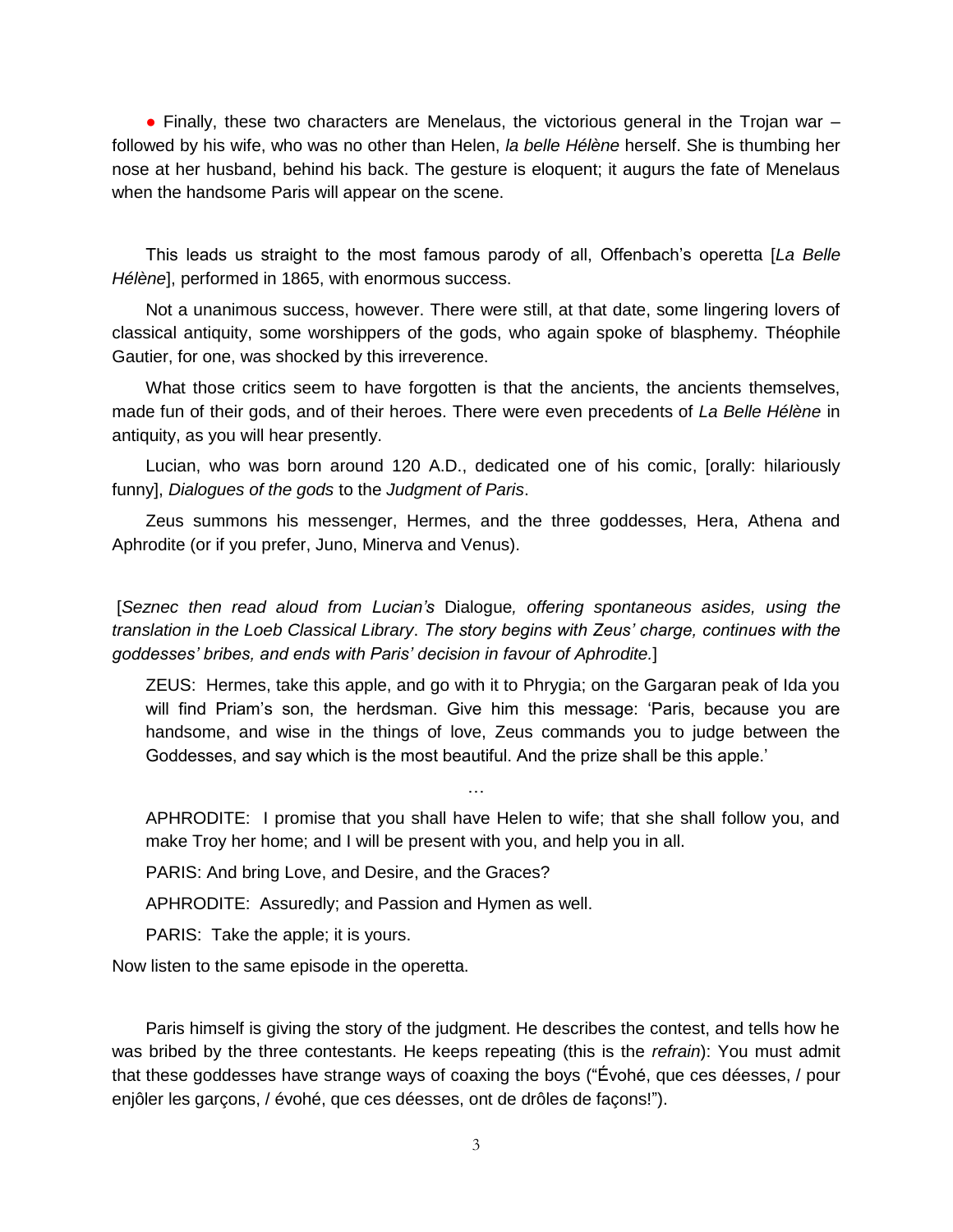● Finally, these two characters are Menelaus, the victorious general in the Trojan war – followed by his wife, who was no other than Helen, *la belle Hélène* herself. She is thumbing her nose at her husband, behind his back. The gesture is eloquent; it augurs the fate of Menelaus when the handsome Paris will appear on the scene.

This leads us straight to the most famous parody of all, Offenbach's operetta [*La Belle Hélène*], performed in 1865, with enormous success.

Not a unanimous success, however. There were still, at that date, some lingering lovers of classical antiquity, some worshippers of the gods, who again spoke of blasphemy. Théophile Gautier, for one, was shocked by this irreverence.

What those critics seem to have forgotten is that the ancients, the ancients themselves, made fun of their gods, and of their heroes. There were even precedents of *La Belle Hélène* in antiquity, as you will hear presently.

Lucian, who was born around 120 A.D., dedicated one of his comic, [orally: hilariously funny], *Dialogues of the gods* to the *Judgment of Paris*.

Zeus summons his messenger, Hermes, and the three goddesses, Hera, Athena and Aphrodite (or if you prefer, Juno, Minerva and Venus).

[*Seznec then read aloud from Lucian's* Dialogue*, offering spontaneous asides, using the translation in the Loeb Classical Library*. *The story begins with Zeus' charge, continues with the goddesses' bribes, and ends with Paris' decision in favour of Aphrodite.*]

> ZEUS: Hermes, take this apple, and go with it to Phrygia; on the Gargaran peak of Ida you will find Priam's son, the herdsman. Give him this message: 'Paris, because you are handsome, and wise in the things of love, Zeus commands you to judge between the Goddesses, and say which is the most beautiful. And the prize shall be this apple.'
>
> …
>
> APHRODITE: I promise that you shall have Helen to wife; that she shall follow you, and make Troy her home; and I will be present with you, and help you in all.
>
> PARIS: And bring Love, and Desire, and the Graces?
>
> APHRODITE: Assuredly; and Passion and Hymen as well.
>
> PARIS: Take the apple; it is yours.

Now listen to the same episode in the operetta.

Paris himself is giving the story of the judgment. He describes the contest, and tells how he was bribed by the three contestants. He keeps repeating (this is the *refrain*): You must admit that these goddesses have strange ways of coaxing the boys ("Évohé, que ces déesses, / pour enjôler les garçons, / évohé, que ces déesses, ont de drôles de façons!").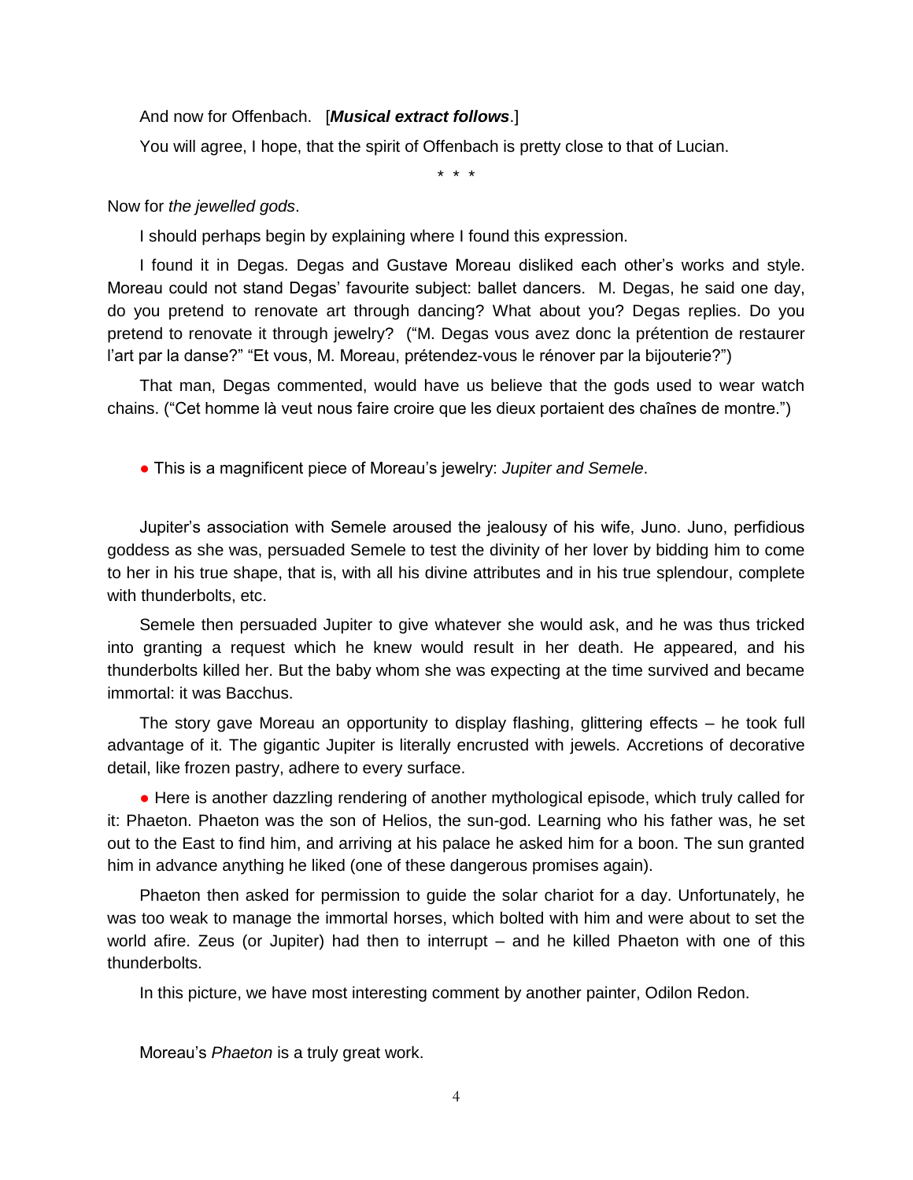And now for Offenbach. [***Musical extract follows***.]

You will agree, I hope, that the spirit of Offenbach is pretty close to that of Lucian.

\* \* \*

Now for *the jewelled gods*.

I should perhaps begin by explaining where I found this expression.

I found it in Degas. Degas and Gustave Moreau disliked each other's works and style. Moreau could not stand Degas' favourite subject: ballet dancers. M. Degas, he said one day, do you pretend to renovate art through dancing? What about you? Degas replies. Do you pretend to renovate it through jewelry? ("M. Degas vous avez donc la prétention de restaurer l'art par la danse?" "Et vous, M. Moreau, prétendez-vous le rénover par la bijouterie?")

That man, Degas commented, would have us believe that the gods used to wear watch chains. ("Cet homme là veut nous faire croire que les dieux portaient des chaînes de montre.")

● This is a magnificent piece of Moreau's jewelry: *Jupiter and Semele*.

Jupiter's association with Semele aroused the jealousy of his wife, Juno. Juno, perfidious goddess as she was, persuaded Semele to test the divinity of her lover by bidding him to come to her in his true shape, that is, with all his divine attributes and in his true splendour, complete with thunderbolts, etc.

Semele then persuaded Jupiter to give whatever she would ask, and he was thus tricked into granting a request which he knew would result in her death. He appeared, and his thunderbolts killed her. But the baby whom she was expecting at the time survived and became immortal: it was Bacchus.

The story gave Moreau an opportunity to display flashing, glittering effects – he took full advantage of it. The gigantic Jupiter is literally encrusted with jewels. Accretions of decorative detail, like frozen pastry, adhere to every surface.

● Here is another dazzling rendering of another mythological episode, which truly called for it: Phaeton. Phaeton was the son of Helios, the sun-god. Learning who his father was, he set out to the East to find him, and arriving at his palace he asked him for a boon. The sun granted him in advance anything he liked (one of these dangerous promises again).

Phaeton then asked for permission to guide the solar chariot for a day. Unfortunately, he was too weak to manage the immortal horses, which bolted with him and were about to set the world afire. Zeus (or Jupiter) had then to interrupt – and he killed Phaeton with one of this thunderbolts.

In this picture, we have most interesting comment by another painter, Odilon Redon.

Moreau's *Phaeton* is a truly great work.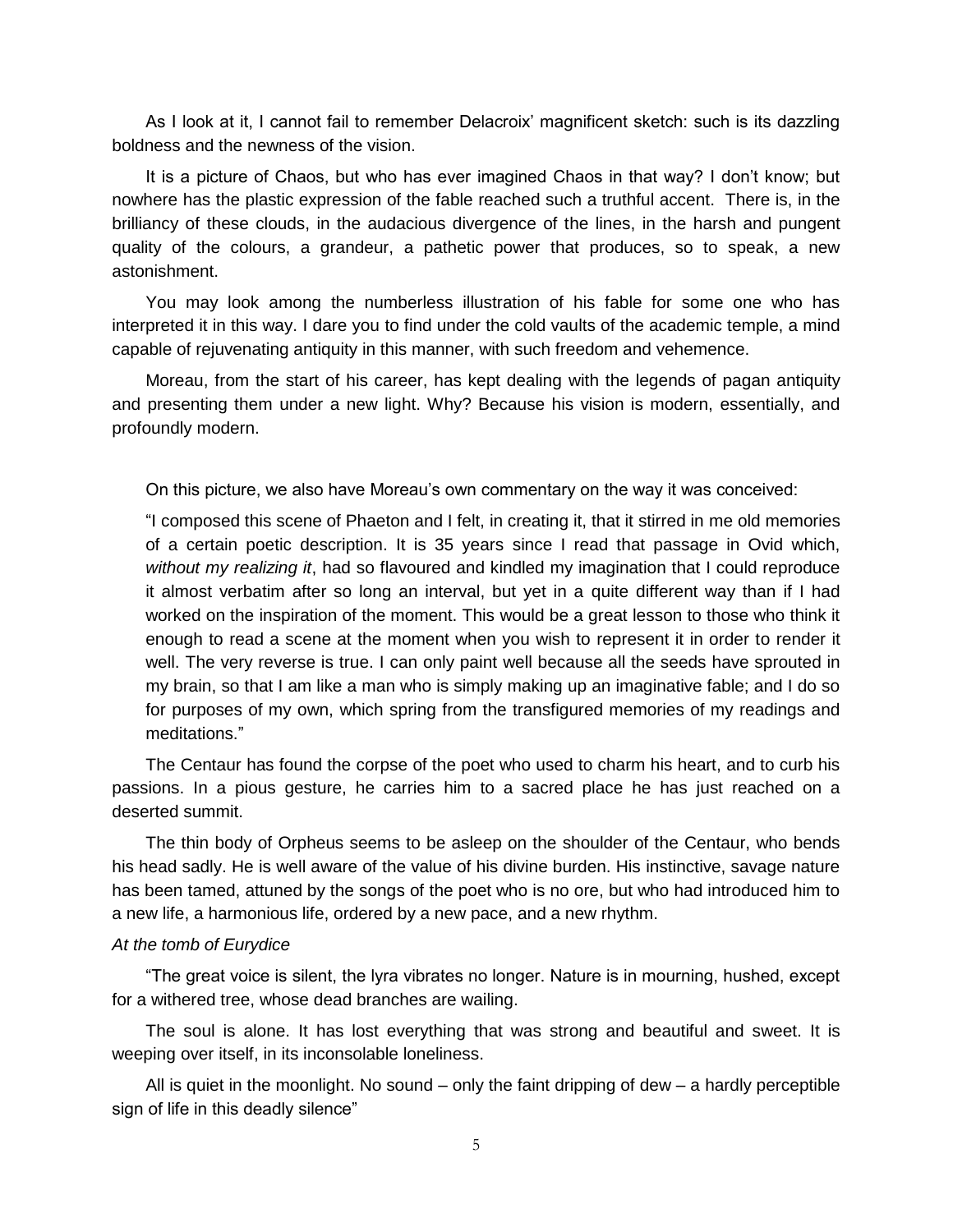As I look at it, I cannot fail to remember Delacroix' magnificent sketch: such is its dazzling boldness and the newness of the vision.

It is a picture of Chaos, but who has ever imagined Chaos in that way? I don't know; but nowhere has the plastic expression of the fable reached such a truthful accent. There is, in the brilliancy of these clouds, in the audacious divergence of the lines, in the harsh and pungent quality of the colours, a grandeur, a pathetic power that produces, so to speak, a new astonishment.

You may look among the numberless illustration of his fable for some one who has interpreted it in this way. I dare you to find under the cold vaults of the academic temple, a mind capable of rejuvenating antiquity in this manner, with such freedom and vehemence.

Moreau, from the start of his career, has kept dealing with the legends of pagan antiquity and presenting them under a new light. Why? Because his vision is modern, essentially, and profoundly modern.

On this picture, we also have Moreau's own commentary on the way it was conceived:

"I composed this scene of Phaeton and I felt, in creating it, that it stirred in me old memories of a certain poetic description. It is 35 years since I read that passage in Ovid which, *without my realizing it*, had so flavoured and kindled my imagination that I could reproduce it almost verbatim after so long an interval, but yet in a quite different way than if I had worked on the inspiration of the moment. This would be a great lesson to those who think it enough to read a scene at the moment when you wish to represent it in order to render it well. The very reverse is true. I can only paint well because all the seeds have sprouted in my brain, so that I am like a man who is simply making up an imaginative fable; and I do so for purposes of my own, which spring from the transfigured memories of my readings and meditations."

The Centaur has found the corpse of the poet who used to charm his heart, and to curb his passions. In a pious gesture, he carries him to a sacred place he has just reached on a deserted summit.

The thin body of Orpheus seems to be asleep on the shoulder of the Centaur, who bends his head sadly. He is well aware of the value of his divine burden. His instinctive, savage nature has been tamed, attuned by the songs of the poet who is no ore, but who had introduced him to a new life, a harmonious life, ordered by a new pace, and a new rhythm.

*At the tomb of Eurydice*

"The great voice is silent, the lyra vibrates no longer. Nature is in mourning, hushed, except for a withered tree, whose dead branches are wailing.

The soul is alone. It has lost everything that was strong and beautiful and sweet. It is weeping over itself, in its inconsolable loneliness.

All is quiet in the moonlight. No sound – only the faint dripping of dew – a hardly perceptible sign of life in this deadly silence"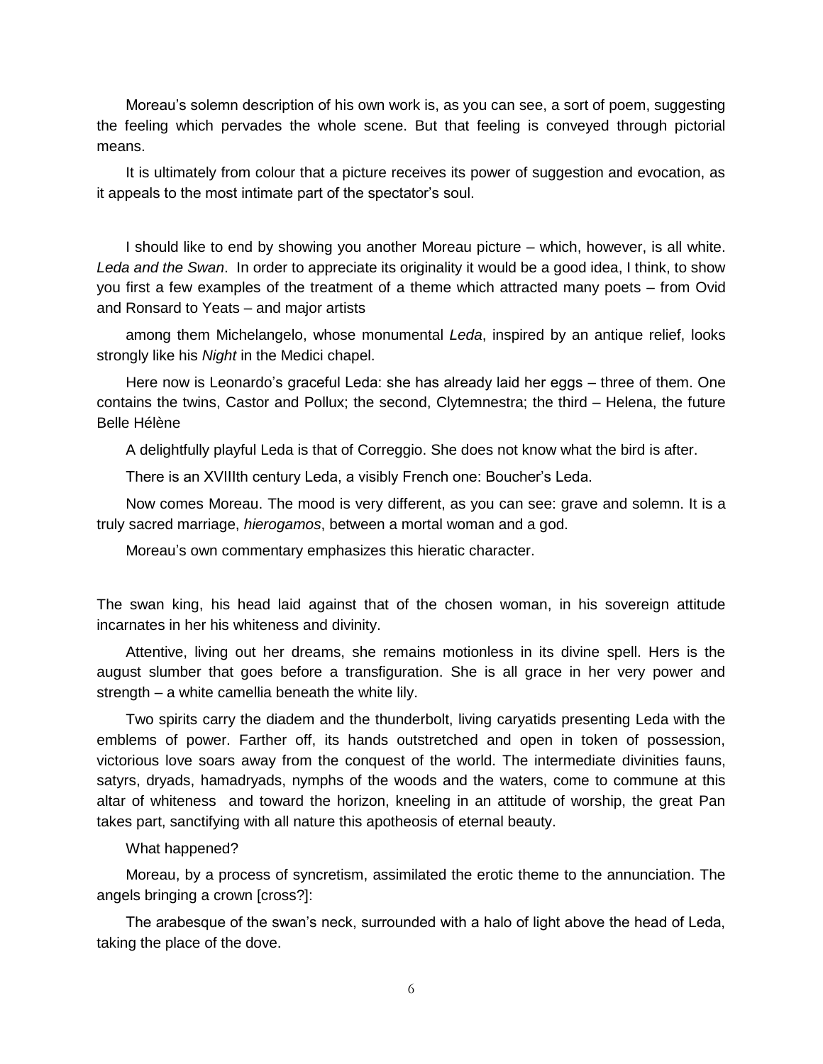Moreau's solemn description of his own work is, as you can see, a sort of poem, suggesting the feeling which pervades the whole scene. But that feeling is conveyed through pictorial means.

It is ultimately from colour that a picture receives its power of suggestion and evocation, as it appeals to the most intimate part of the spectator's soul.

I should like to end by showing you another Moreau picture – which, however, is all white. *Leda and the Swan*. In order to appreciate its originality it would be a good idea, I think, to show you first a few examples of the treatment of a theme which attracted many poets – from Ovid and Ronsard to Yeats – and major artists

among them Michelangelo, whose monumental *Leda*, inspired by an antique relief, looks strongly like his *Night* in the Medici chapel.

Here now is Leonardo's graceful Leda: she has already laid her eggs – three of them. One contains the twins, Castor and Pollux; the second, Clytemnestra; the third – Helena, the future Belle Hélène

A delightfully playful Leda is that of Correggio. She does not know what the bird is after.

There is an XVIIIth century Leda, a visibly French one: Boucher's Leda.

Now comes Moreau. The mood is very different, as you can see: grave and solemn. It is a truly sacred marriage, *hierogamos*, between a mortal woman and a god.

Moreau's own commentary emphasizes this hieratic character.

The swan king, his head laid against that of the chosen woman, in his sovereign attitude incarnates in her his whiteness and divinity.

Attentive, living out her dreams, she remains motionless in its divine spell. Hers is the august slumber that goes before a transfiguration. She is all grace in her very power and strength – a white camellia beneath the white lily.

Two spirits carry the diadem and the thunderbolt, living caryatids presenting Leda with the emblems of power. Farther off, its hands outstretched and open in token of possession, victorious love soars away from the conquest of the world. The intermediate divinities fauns, satyrs, dryads, hamadryads, nymphs of the woods and the waters, come to commune at this altar of whiteness and toward the horizon, kneeling in an attitude of worship, the great Pan takes part, sanctifying with all nature this apotheosis of eternal beauty.

What happened?

Moreau, by a process of syncretism, assimilated the erotic theme to the annunciation. The angels bringing a crown [cross?]:

The arabesque of the swan's neck, surrounded with a halo of light above the head of Leda, taking the place of the dove.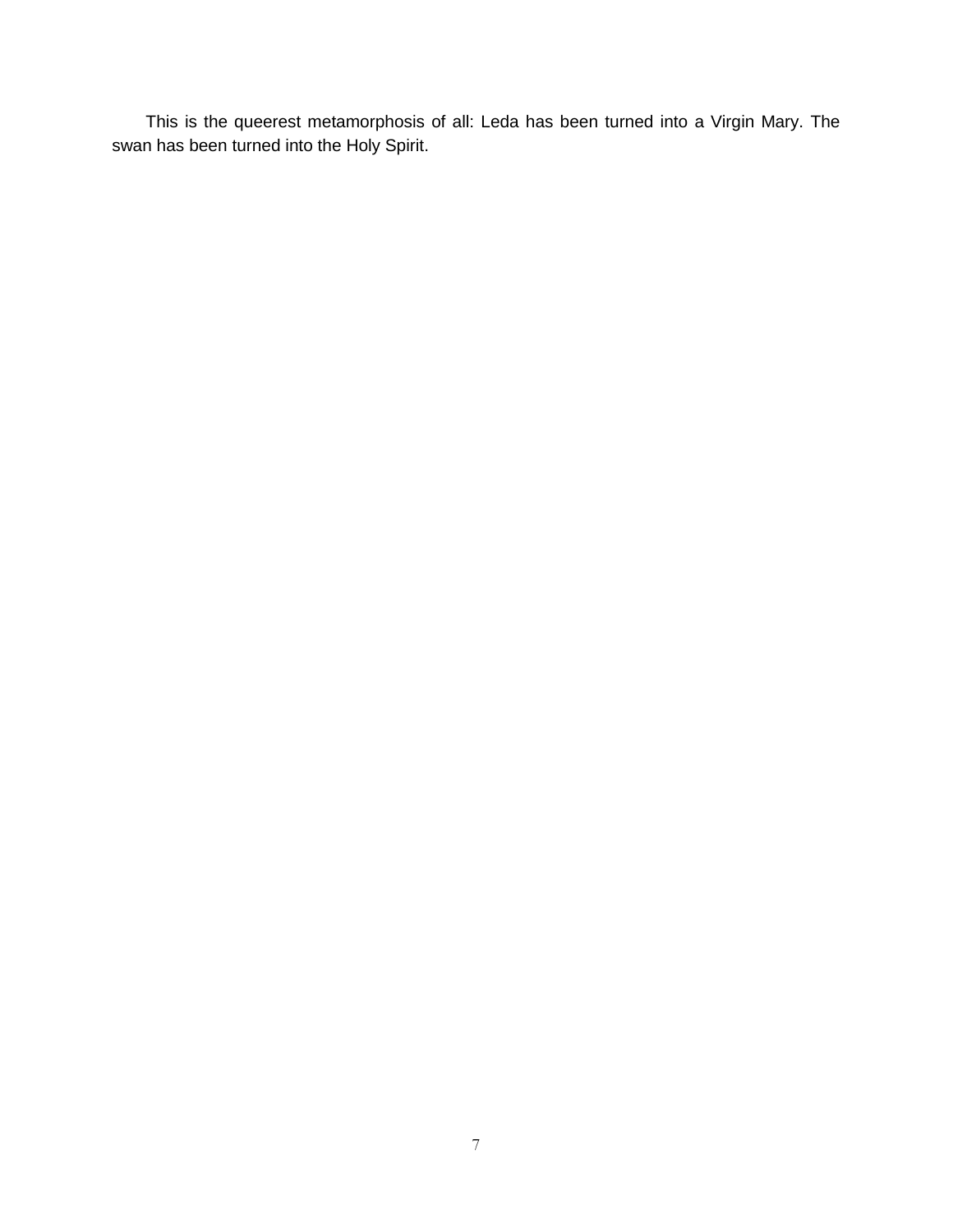This is the queerest metamorphosis of all: Leda has been turned into a Virgin Mary. The swan has been turned into the Holy Spirit.